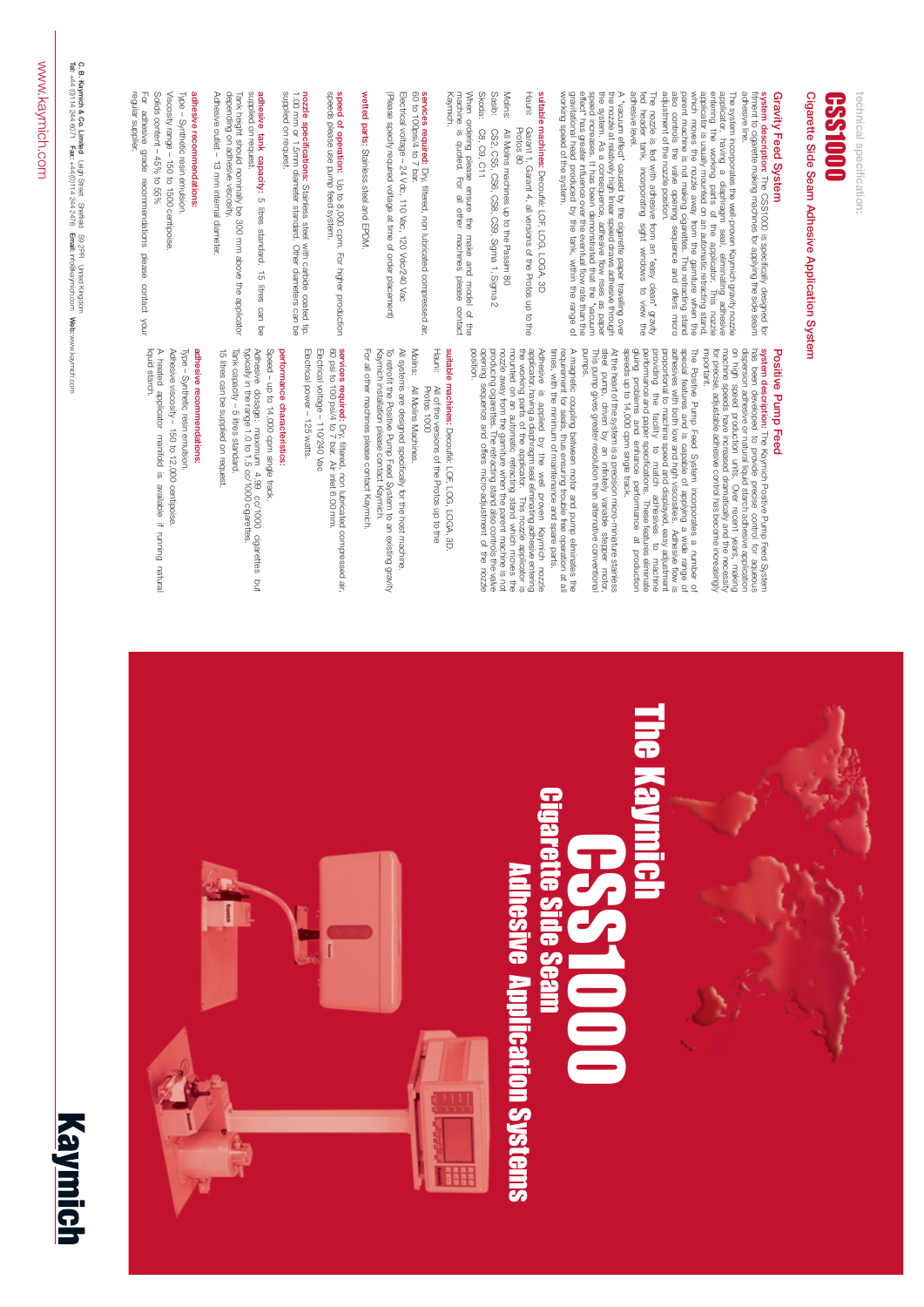technical specification:

# CSS1000

## Cigarette Side Seam Adhesive Application System

### Gravity Feed System

**system description:** The CSS1000 is specifically designed for cigarette making machines for applying the side seam adhesive line.

The system incorporates the well-proven Kaymich gravity nozzle applicator, having a diaphragm seal, eliminating adhesive entering the working parts of the applicator. This nozzle applicator is usually mounted on an automatic retracting stand, which retracts the nozzle away from the garniture when the parent machine is not making cigarettes. The retracting stand also controls the valve opening sequence and offers micro adjustment of the nozzle position.

The nozzle is fed with adhesive from an "easy clean" gravity fed header tank, incorporating sight windows to view the adhesive level.

A "vacuum effect" caused by the cigarette paper travelling over the nozzle at relatively high linear speed draws adhesive through the system. As a consequence, adhesive flow rises as paper speed increases. It has been demonstrated that the "vacuum effect" has greater influence over the eventual flow rate than the gravity feed head produced by the tank, within the range of working speed of the system.

**suitable machines:** Decoufle: LOF, LOG, LOGA, 3D

Hauni: Garant 1, Garant 4, all versions of the Protos up to the Protos 80

Molins: All Molins machines up to the Passim 80

Sasib: CS2, CS6, CS6, CS8, CS9, Sigma 1, Sigma 2

Skoda: C8, C9, C11

When ordering please ensure the make and model of the machine is quoted. For all other machines please contact Kaymich.

**services required:** Dry, filtered, non lubricated compressed air, 60 to 100psi/4 to 7 bar.

Electrical voltage – 24 Vdc, 110 Vac, 120 Vdc/240 Vac.

(Please specify required voltage at time of order placement)

**wetted parts:** Stainless steel and EPDM.

**speed of operation:** Up to 8,000 cpm. For higher production speeds please use pump feed system.

**nozzle specifications:** Stainless steel with carbide coated tip. 1.00 mm or 1.5mm diameter standard. Other diameters can be supplied on request.

**adhesive tank capacity:** 5 litres standard. 15 litres can be supplied on request.

Tank height should nominally be 300 mm above the applicator depending on adhesive viscosity.

Adhesive outlet – 13 mm internal diameter.

**adhesive recommendations:**

Type – Synthetic resin emulsion.

Viscosity range – 150 to 1500 centipoise.

Solids content – 45% to 55%

For adhesive grade recommendations please contact your regular supplier.

### Positive Pump Feed

**system description:** The Kaymich Positive Pump Feed System has been developed to provide precise control for applying dextrin, resin emulsion, or natural liquid starch adhesive application on high speed production units. Over recent years, making machine speeds have increased dramatically and the necessity for precise, adjustable adhesive control has become increasingly important.

The Positive Pump Feed System incorporates a number of special features and is capable of applying a wide range of adhesives with both low and high viscosities. Adhesive flow is proportional to machine speed and displayed, easy adjustment providing the facility to match adhesives to machine performance, speeds and paper specifications. These features eliminate gluing problems and enhance performance at production speeds up to 14,000 cpm single track.

At the heart of the system is a precision micro-miniature stainless steel pump, driven by an infinitely variable stepper motor. This pump gives greater resolution than alternative conventional pumps.

A magnetic coupling between motor and pump eliminates the requirement for seals, thus ensuring trouble free operation at all times, with the minimum of maintenance and spare parts.

Adhesive is applied by the well proven Kaymich nozzle applicator, having a diaphragm seal eliminating adhesive entering the working parts of the applicator. This nozzle applicator is mounted on an automatic retracting stand, which retracts the nozzle away from the garniture when the parent machine is not producing cigarettes. The retracting stand also controls the valve opening sequence and offers micro-adjustment of the nozzle position.

**suitable machines:** Decoufle: LOF, LOG, LOGA, 3D.

Hauni: All of the versions of the Protos up to the Protos 100

Molins: All Molins Machines.

All systems are designed specifically for the host machine.

To retrofit the Positive Pump Feed System to an existing gravity Kaymich installation please contact Kaymich.

For all other machines please contact Kaymich.

**services required:** Dry, filtered, non lubricated compressed air, 60 psi to 100 psi/4 to 7 bar. Air inlet 6.00 mm.

Electrical voltage – 110/240 Vac.

Electrical power – 125 watts.

**performance characteristics:**

Speed – up to 14,000 cpm single track.

Adhesive dosage: maximum 4.99 cc/1000 cigarettes but typically in the range 1.0 to 1.5 cc/1000 cigarettes.

Tank capacity – 5 litres standard.

15 litres can be supplied on request.

**adhesive recommendations:**

Type – Synthetic resin emulsion.

Adhesive viscosity – 150 to 12,000 centipoise.

A heated applicator manifold is available if running natural liquid starch.

# The Kaymich CSS1000 Cigarette Side Seam Adhesive Application Systems

Kaymich

C. B. Kaymich & Co. Limited Leigh Street Sheffield S9 2PR United Kingdom
Tel: +44 (0)114 244 6371 Fax: +44 (0)114 244 2476 Email: info@kaymich.com Web: www.kaymich.com

www.kaymich.com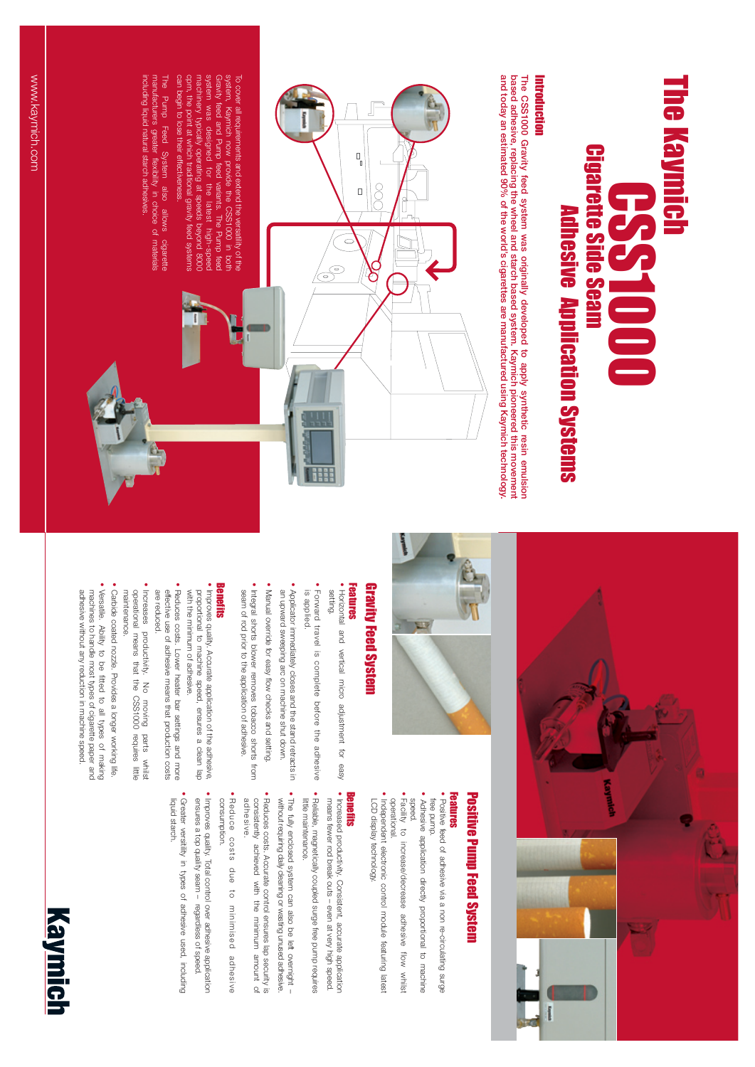# The Kaymich CSS1000

## Cigarette Side Seam Adhesive Application Systems

### Introduction

The CSS1000 Gravity feed system was originally developed to apply synthetic resin emulsion based adhesive, replacing the wheel and starch based system. Kaymich pioneered this movement and today an estimated 90% of the world's cigarettes are manufactured using Kaymich technology.

To cover all requirements and extend the versatility of the system, Kaymich now provide the CSS1000 in both Gravity feed and Pump feed variants. The Pump feed system was designed for the latest high-speed machinery typically operating at speeds beyond 8000 cpm, the point at which traditional gravity feed systems can begin to lose their effectiveness.

The Pump Feed System also allows cigarette manufacturers greater flexibility in choice of materials including liquid natural starch adhesives.

www.kaymich.com

## Gravity Feed System

### Features

- Horizontal and vertical micro adjustment for easy setting.
- Forward travel is complete before the adhesive is applied.
- Applicator immediately closes and the stand retracts in an upward sweeping arc on machine shut down.
- Manual override for easy flow checks and setting.
- Integral shorts blower removes tobacco shorts from seam of rod prior to the application of adhesive.

### Benefits

- Improves quality. Accurate application of the adhesive, proportional to machine speed, ensures a clean lap with the minimum of adhesive.
- Reduces costs. Lower heater bar settings and more effective use of adhesive means that production costs are reduced.
- Increases productivity. No moving parts whilst operational means that the CSS1000 requires little maintenance.
- Carbide coated nozzle. Provides a longer working life.
- Versatile. Ability to be fitted to all types of making machines to handle most types of cigarette paper and adhesive without any reduction in machine speed.

## Positive Pump Feed System

### Features

- Positive feed of adhesive via a non re-circulating surge free pump.
- Adhesive application directly proportional to machine speed.
- Facility to increase/decrease adhesive flow whilst operational.
- Independent electronic control module featuring latest LCD display technology.

### Benefits

- Increased productivity. Consistent, accurate application means fewer rod break outs – even at very high speed.
- Reliable, magnetically coupled surge free pump requires little maintenance.
- The fully enclosed system can also be left overnight – without requiring daily cleaning or wasting unused adhesive.
- Reduces costs. Accurate control ensures lap security is consistently achieved with the minimum amount of adhesive.
- Reduce costs due to minimised adhesive consumption.
- Improves quality. Total control over adhesive application ensures a top quality seam – regardless of speed.
- Greater versatility in types of adhesive used, including liquid starch.

Kaymich